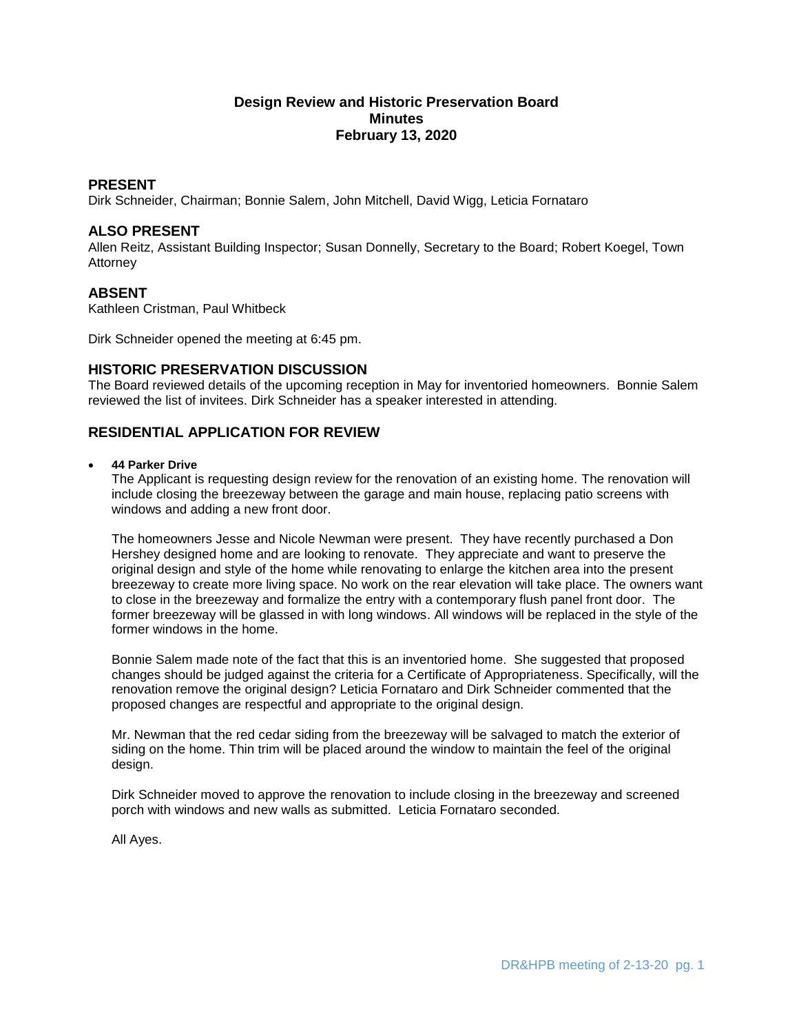# Design Review and Historic Preservation Board
## Minutes
## February 13, 2020

## PRESENT

Dirk Schneider, Chairman; Bonnie Salem, John Mitchell, David Wigg, Leticia Fornataro

## ALSO PRESENT

Allen Reitz, Assistant Building Inspector; Susan Donnelly, Secretary to the Board; Robert Koegel, Town Attorney

## ABSENT

Kathleen Cristman, Paul Whitbeck

Dirk Schneider opened the meeting at 6:45 pm.

## HISTORIC PRESERVATION DISCUSSION

The Board reviewed details of the upcoming reception in May for inventoried homeowners. Bonnie Salem reviewed the list of invitees. Dirk Schneider has a speaker interested in attending.

## RESIDENTIAL APPLICATION FOR REVIEW

- **44 Parker Drive**

  The Applicant is requesting design review for the renovation of an existing home. The renovation will include closing the breezeway between the garage and main house, replacing patio screens with windows and adding a new front door.

  The homeowners Jesse and Nicole Newman were present. They have recently purchased a Don Hershey designed home and are looking to renovate. They appreciate and want to preserve the original design and style of the home while renovating to enlarge the kitchen area into the present breezeway to create more living space. No work on the rear elevation will take place. The owners want to close in the breezeway and formalize the entry with a contemporary flush panel front door. The former breezeway will be glassed in with long windows. All windows will be replaced in the style of the former windows in the home.

  Bonnie Salem made note of the fact that this is an inventoried home. She suggested that proposed changes should be judged against the criteria for a Certificate of Appropriateness. Specifically, will the renovation remove the original design? Leticia Fornataro and Dirk Schneider commented that the proposed changes are respectful and appropriate to the original design.

  Mr. Newman that the red cedar siding from the breezeway will be salvaged to match the exterior of siding on the home. Thin trim will be placed around the window to maintain the feel of the original design.

  Dirk Schneider moved to approve the renovation to include closing in the breezeway and screened porch with windows and new walls as submitted. Leticia Fornataro seconded.

  All Ayes.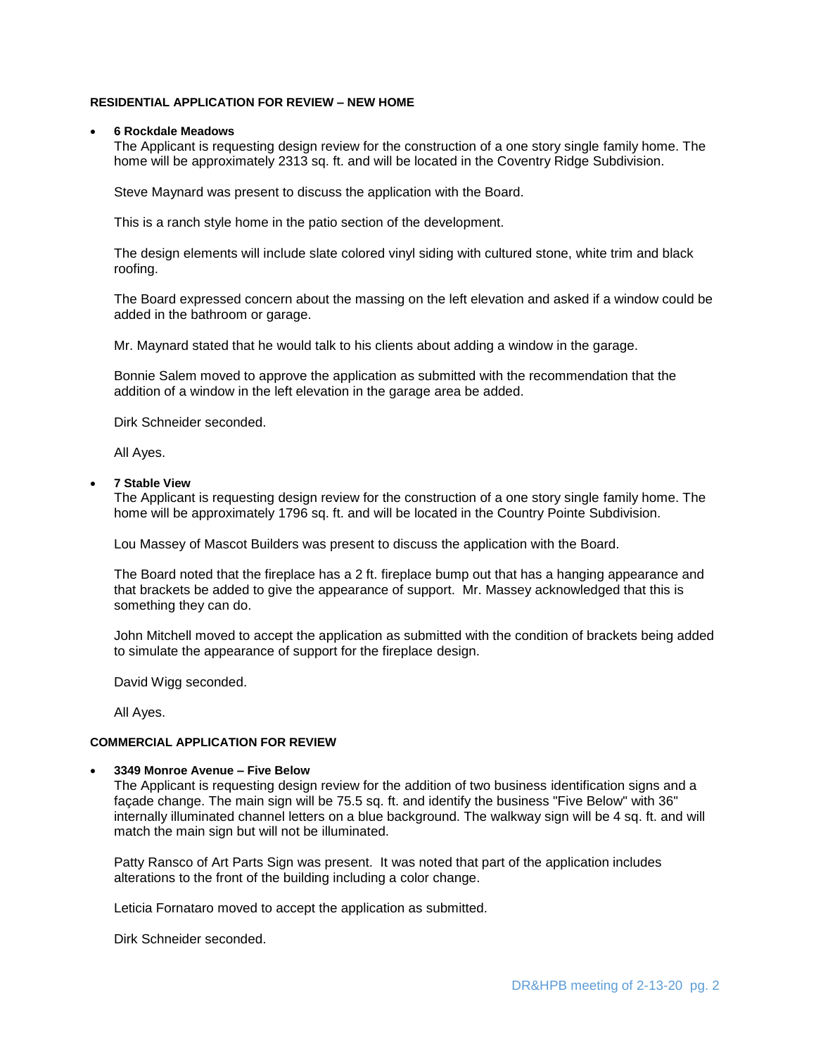**RESIDENTIAL APPLICATION FOR REVIEW – NEW HOME**

- **6 Rockdale Meadows**

  The Applicant is requesting design review for the construction of a one story single family home. The home will be approximately 2313 sq. ft. and will be located in the Coventry Ridge Subdivision.

  Steve Maynard was present to discuss the application with the Board.

  This is a ranch style home in the patio section of the development.

  The design elements will include slate colored vinyl siding with cultured stone, white trim and black roofing.

  The Board expressed concern about the massing on the left elevation and asked if a window could be added in the bathroom or garage.

  Mr. Maynard stated that he would talk to his clients about adding a window in the garage.

  Bonnie Salem moved to approve the application as submitted with the recommendation that the addition of a window in the left elevation in the garage area be added.

  Dirk Schneider seconded.

  All Ayes.

- **7 Stable View**

  The Applicant is requesting design review for the construction of a one story single family home. The home will be approximately 1796 sq. ft. and will be located in the Country Pointe Subdivision.

  Lou Massey of Mascot Builders was present to discuss the application with the Board.

  The Board noted that the fireplace has a 2 ft. fireplace bump out that has a hanging appearance and that brackets be added to give the appearance of support. Mr. Massey acknowledged that this is something they can do.

  John Mitchell moved to accept the application as submitted with the condition of brackets being added to simulate the appearance of support for the fireplace design.

  David Wigg seconded.

  All Ayes.

**COMMERCIAL APPLICATION FOR REVIEW**

- **3349 Monroe Avenue – Five Below**

  The Applicant is requesting design review for the addition of two business identification signs and a façade change. The main sign will be 75.5 sq. ft. and identify the business "Five Below" with 36" internally illuminated channel letters on a blue background. The walkway sign will be 4 sq. ft. and will match the main sign but will not be illuminated.

  Patty Ransco of Art Parts Sign was present. It was noted that part of the application includes alterations to the front of the building including a color change.

  Leticia Fornataro moved to accept the application as submitted.

  Dirk Schneider seconded.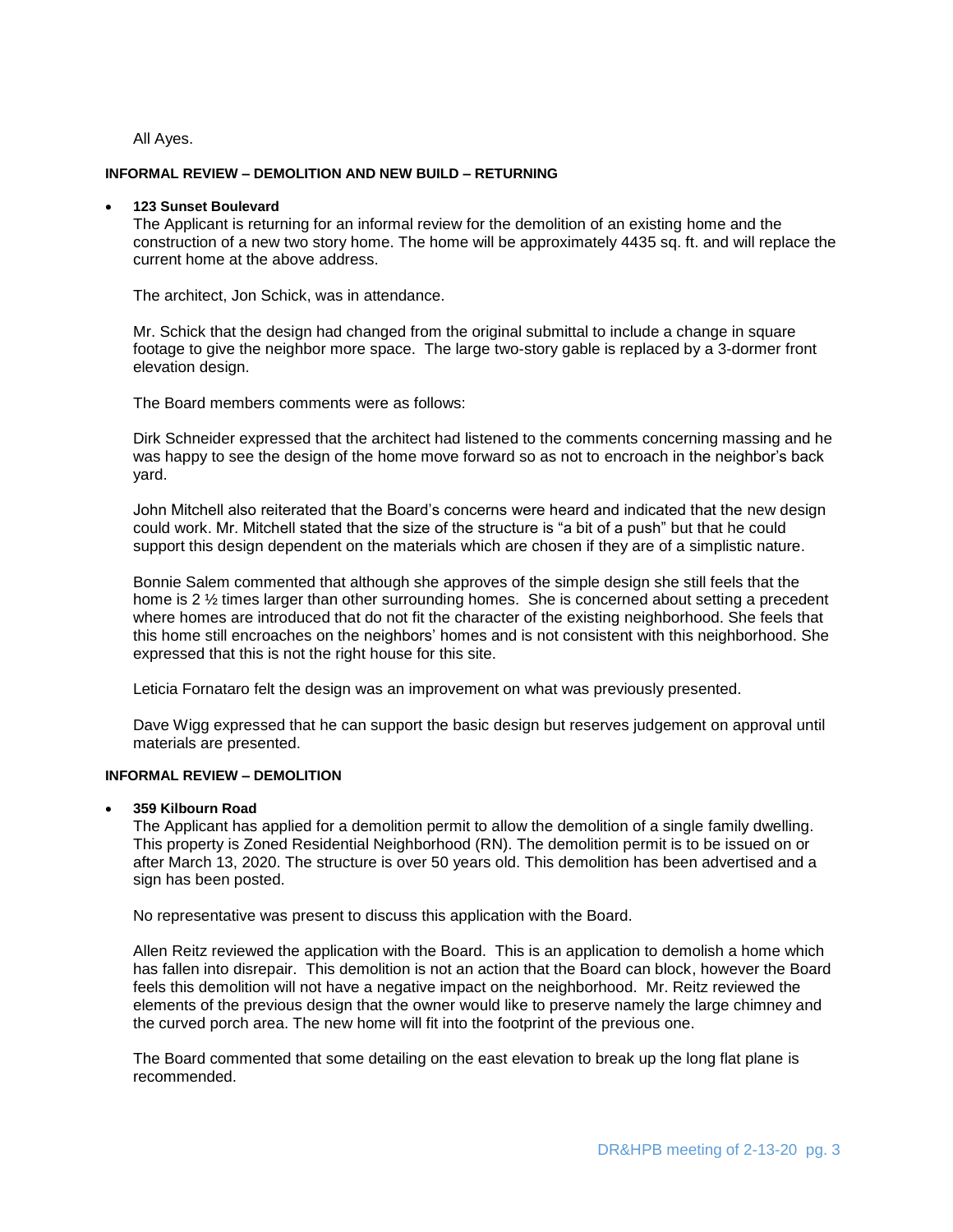All Ayes.

**INFORMAL REVIEW – DEMOLITION AND NEW BUILD – RETURNING**

- **123 Sunset Boulevard**

  The Applicant is returning for an informal review for the demolition of an existing home and the construction of a new two story home. The home will be approximately 4435 sq. ft. and will replace the current home at the above address.

  The architect, Jon Schick, was in attendance.

  Mr. Schick that the design had changed from the original submittal to include a change in square footage to give the neighbor more space. The large two-story gable is replaced by a 3-dormer front elevation design.

  The Board members comments were as follows:

  Dirk Schneider expressed that the architect had listened to the comments concerning massing and he was happy to see the design of the home move forward so as not to encroach in the neighbor's back yard.

  John Mitchell also reiterated that the Board's concerns were heard and indicated that the new design could work. Mr. Mitchell stated that the size of the structure is "a bit of a push" but that he could support this design dependent on the materials which are chosen if they are of a simplistic nature.

  Bonnie Salem commented that although she approves of the simple design she still feels that the home is 2 ½ times larger than other surrounding homes. She is concerned about setting a precedent where homes are introduced that do not fit the character of the existing neighborhood. She feels that this home still encroaches on the neighbors' homes and is not consistent with this neighborhood. She expressed that this is not the right house for this site.

  Leticia Fornataro felt the design was an improvement on what was previously presented.

  Dave Wigg expressed that he can support the basic design but reserves judgement on approval until materials are presented.

**INFORMAL REVIEW – DEMOLITION**

- **359 Kilbourn Road**

  The Applicant has applied for a demolition permit to allow the demolition of a single family dwelling. This property is Zoned Residential Neighborhood (RN). The demolition permit is to be issued on or after March 13, 2020. The structure is over 50 years old. This demolition has been advertised and a sign has been posted.

  No representative was present to discuss this application with the Board.

  Allen Reitz reviewed the application with the Board. This is an application to demolish a home which has fallen into disrepair. This demolition is not an action that the Board can block, however the Board feels this demolition will not have a negative impact on the neighborhood. Mr. Reitz reviewed the elements of the previous design that the owner would like to preserve namely the large chimney and the curved porch area. The new home will fit into the footprint of the previous one.

  The Board commented that some detailing on the east elevation to break up the long flat plane is recommended.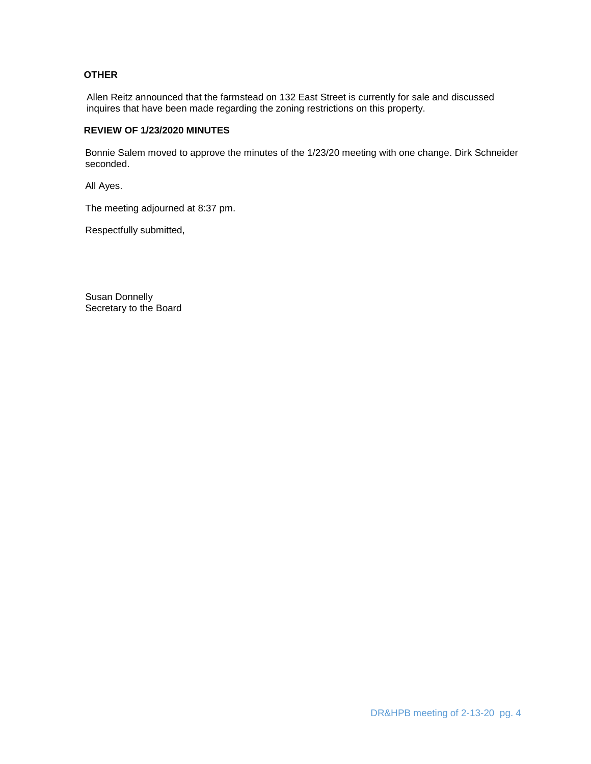## OTHER

Allen Reitz announced that the farmstead on 132 East Street is currently for sale and discussed inquires that have been made regarding the zoning restrictions on this property.

## REVIEW OF 1/23/2020 MINUTES

Bonnie Salem moved to approve the minutes of the 1/23/20 meeting with one change. Dirk Schneider seconded.

All Ayes.

The meeting adjourned at 8:37 pm.

Respectfully submitted,

Susan Donnelly
Secretary to the Board